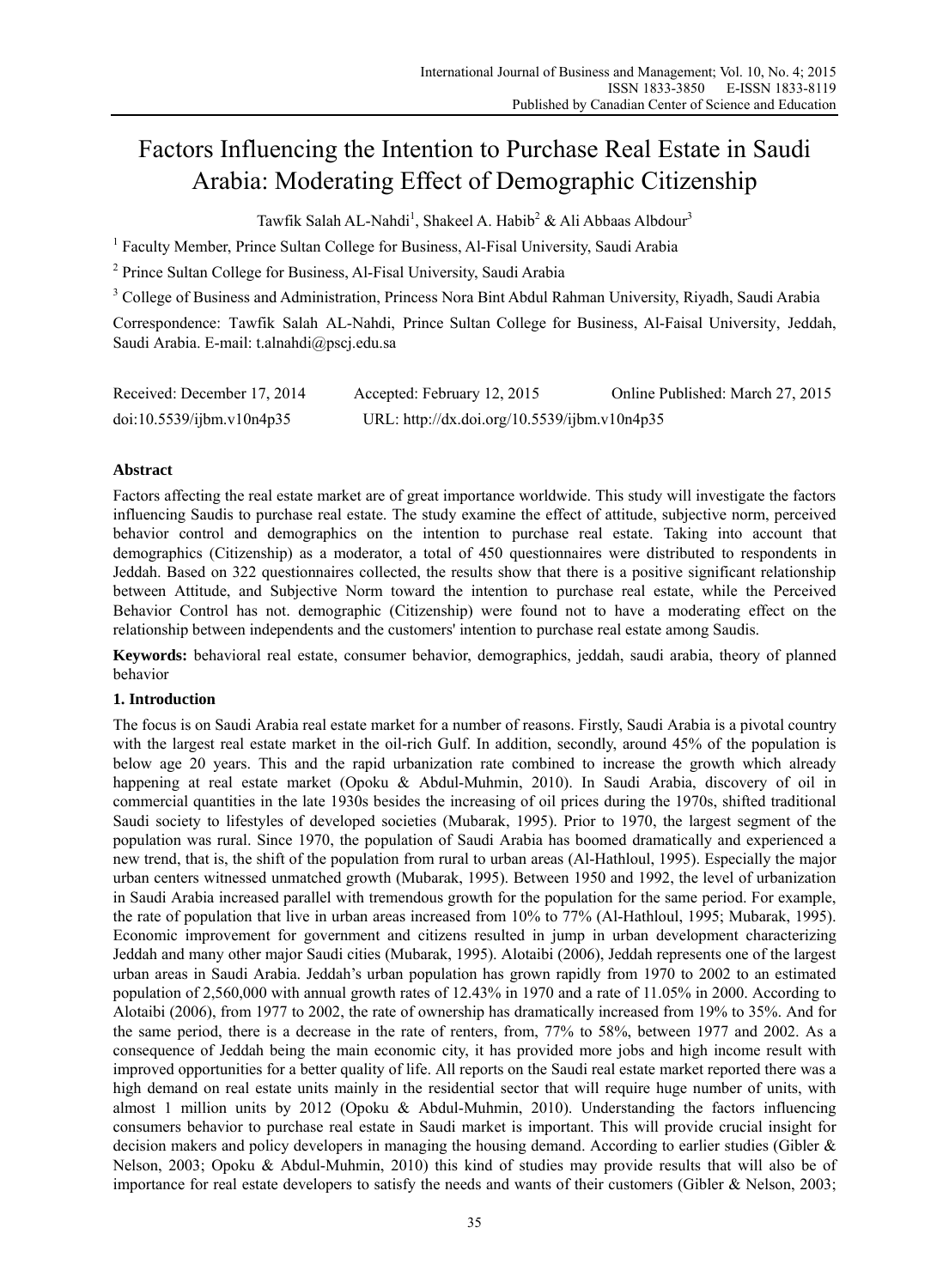# Factors Influencing the Intention to Purchase Real Estate in Saudi Arabia: Moderating Effect of Demographic Citizenship

Tawfik Salah AL-Nahdi[1], Shakeel A. Habib[2] & Ali Abbaas Albdour[3]

[1] Faculty Member, Prince Sultan College for Business, Al-Fisal University, Saudi Arabia

[2] Prince Sultan College for Business, Al-Fisal University, Saudi Arabia

[3] College of Business and Administration, Princess Nora Bint Abdul Rahman University, Riyadh, Saudi Arabia

Correspondence: Tawfik Salah AL-Nahdi, Prince Sultan College for Business, Al-Faisal University, Jeddah, Saudi Arabia. E-mail: t.alnahdi@pscj.edu.sa

Received: December 17, 2014 Accepted: February 12, 2015 Online Published: March 27, 2015

doi:10.5539/ijbm.v10n4p35 URL: http://dx.doi.org/10.5539/ijbm.v10n4p35

## Abstract

Factors affecting the real estate market are of great importance worldwide. This study will investigate the factors influencing Saudis to purchase real estate. The study examine the effect of attitude, subjective norm, perceived behavior control and demographics on the intention to purchase real estate. Taking into account that demographics (Citizenship) as a moderator, a total of 450 questionnaires were distributed to respondents in Jeddah. Based on 322 questionnaires collected, the results show that there is a positive significant relationship between Attitude, and Subjective Norm toward the intention to purchase real estate, while the Perceived Behavior Control has not. demographic (Citizenship) were found not to have a moderating effect on the relationship between independents and the customers' intention to purchase real estate among Saudis.

**Keywords:** behavioral real estate, consumer behavior, demographics, jeddah, saudi arabia, theory of planned behavior

## 1. Introduction

The focus is on Saudi Arabia real estate market for a number of reasons. Firstly, Saudi Arabia is a pivotal country with the largest real estate market in the oil-rich Gulf. In addition, secondly, around 45% of the population is below age 20 years. This and the rapid urbanization rate combined to increase the growth which already happening at real estate market (Opoku & Abdul-Muhmin, 2010). In Saudi Arabia, discovery of oil in commercial quantities in the late 1930s besides the increasing of oil prices during the 1970s, shifted traditional Saudi society to lifestyles of developed societies (Mubarak, 1995). Prior to 1970, the largest segment of the population was rural. Since 1970, the population of Saudi Arabia has boomed dramatically and experienced a new trend, that is, the shift of the population from rural to urban areas (Al-Hathloul, 1995). Especially the major urban centers witnessed unmatched growth (Mubarak, 1995). Between 1950 and 1992, the level of urbanization in Saudi Arabia increased parallel with tremendous growth for the population for the same period. For example, the rate of population that live in urban areas increased from 10% to 77% (Al-Hathloul, 1995; Mubarak, 1995). Economic improvement for government and citizens resulted in jump in urban development characterizing Jeddah and many other major Saudi cities (Mubarak, 1995). Alotaibi (2006), Jeddah represents one of the largest urban areas in Saudi Arabia. Jeddah's urban population has grown rapidly from 1970 to 2002 to an estimated population of 2,560,000 with annual growth rates of 12.43% in 1970 and a rate of 11.05% in 2000. According to Alotaibi (2006), from 1977 to 2002, the rate of ownership has dramatically increased from 19% to 35%. And for the same period, there is a decrease in the rate of renters, from, 77% to 58%, between 1977 and 2002. As a consequence of Jeddah being the main economic city, it has provided more jobs and high income result with improved opportunities for a better quality of life. All reports on the Saudi real estate market reported there was a high demand on real estate units mainly in the residential sector that will require huge number of units, with almost 1 million units by 2012 (Opoku & Abdul-Muhmin, 2010). Understanding the factors influencing consumers behavior to purchase real estate in Saudi market is important. This will provide crucial insight for decision makers and policy developers in managing the housing demand. According to earlier studies (Gibler & Nelson, 2003; Opoku & Abdul-Muhmin, 2010) this kind of studies may provide results that will also be of importance for real estate developers to satisfy the needs and wants of their customers (Gibler & Nelson, 2003;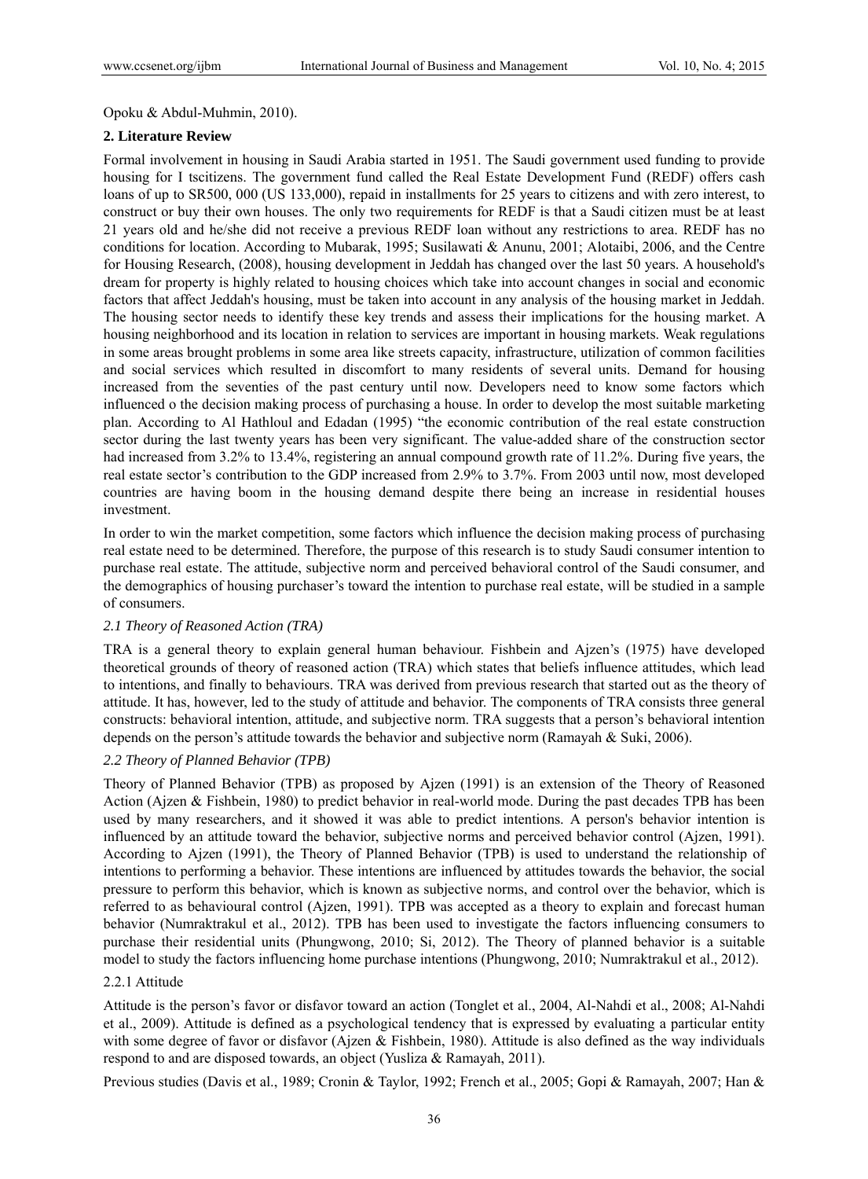Opoku & Abdul-Muhmin, 2010).

## 2. Literature Review

Formal involvement in housing in Saudi Arabia started in 1951. The Saudi government used funding to provide housing for I tscitizens. The government fund called the Real Estate Development Fund (REDF) offers cash loans of up to SR500, 000 (US 133,000), repaid in installments for 25 years to citizens and with zero interest, to construct or buy their own houses. The only two requirements for REDF is that a Saudi citizen must be at least 21 years old and he/she did not receive a previous REDF loan without any restrictions to area. REDF has no conditions for location. According to Mubarak, 1995; Susilawati & Anunu, 2001; Alotaibi, 2006, and the Centre for Housing Research, (2008), housing development in Jeddah has changed over the last 50 years. A household's dream for property is highly related to housing choices which take into account changes in social and economic factors that affect Jeddah's housing, must be taken into account in any analysis of the housing market in Jeddah. The housing sector needs to identify these key trends and assess their implications for the housing market. A housing neighborhood and its location in relation to services are important in housing markets. Weak regulations in some areas brought problems in some area like streets capacity, infrastructure, utilization of common facilities and social services which resulted in discomfort to many residents of several units. Demand for housing increased from the seventies of the past century until now. Developers need to know some factors which influenced o the decision making process of purchasing a house. In order to develop the most suitable marketing plan. According to Al Hathloul and Edadan (1995) "the economic contribution of the real estate construction sector during the last twenty years has been very significant. The value-added share of the construction sector had increased from 3.2% to 13.4%, registering an annual compound growth rate of 11.2%. During five years, the real estate sector's contribution to the GDP increased from 2.9% to 3.7%. From 2003 until now, most developed countries are having boom in the housing demand despite there being an increase in residential houses investment.

In order to win the market competition, some factors which influence the decision making process of purchasing real estate need to be determined. Therefore, the purpose of this research is to study Saudi consumer intention to purchase real estate. The attitude, subjective norm and perceived behavioral control of the Saudi consumer, and the demographics of housing purchaser's toward the intention to purchase real estate, will be studied in a sample of consumers.

### *2.1 Theory of Reasoned Action (TRA)*

TRA is a general theory to explain general human behaviour. Fishbein and Ajzen's (1975) have developed theoretical grounds of theory of reasoned action (TRA) which states that beliefs influence attitudes, which lead to intentions, and finally to behaviours. TRA was derived from previous research that started out as the theory of attitude. It has, however, led to the study of attitude and behavior. The components of TRA consists three general constructs: behavioral intention, attitude, and subjective norm. TRA suggests that a person's behavioral intention depends on the person's attitude towards the behavior and subjective norm (Ramayah & Suki, 2006).

### *2.2 Theory of Planned Behavior (TPB)*

Theory of Planned Behavior (TPB) as proposed by Ajzen (1991) is an extension of the Theory of Reasoned Action (Ajzen & Fishbein, 1980) to predict behavior in real-world mode. During the past decades TPB has been used by many researchers, and it showed it was able to predict intentions. A person's behavior intention is influenced by an attitude toward the behavior, subjective norms and perceived behavior control (Ajzen, 1991). According to Ajzen (1991), the Theory of Planned Behavior (TPB) is used to understand the relationship of intentions to performing a behavior. These intentions are influenced by attitudes towards the behavior, the social pressure to perform this behavior, which is known as subjective norms, and control over the behavior, which is referred to as behavioural control (Ajzen, 1991). TPB was accepted as a theory to explain and forecast human behavior (Numraktrakul et al., 2012). TPB has been used to investigate the factors influencing consumers to purchase their residential units (Phungwong, 2010; Si, 2012). The Theory of planned behavior is a suitable model to study the factors influencing home purchase intentions (Phungwong, 2010; Numraktrakul et al., 2012).

#### 2.2.1 Attitude

Attitude is the person's favor or disfavor toward an action (Tonglet et al., 2004, Al-Nahdi et al., 2008; Al-Nahdi et al., 2009). Attitude is defined as a psychological tendency that is expressed by evaluating a particular entity with some degree of favor or disfavor (Ajzen & Fishbein, 1980). Attitude is also defined as the way individuals respond to and are disposed towards, an object (Yusliza & Ramayah, 2011).

Previous studies (Davis et al., 1989; Cronin & Taylor, 1992; French et al., 2005; Gopi & Ramayah, 2007; Han &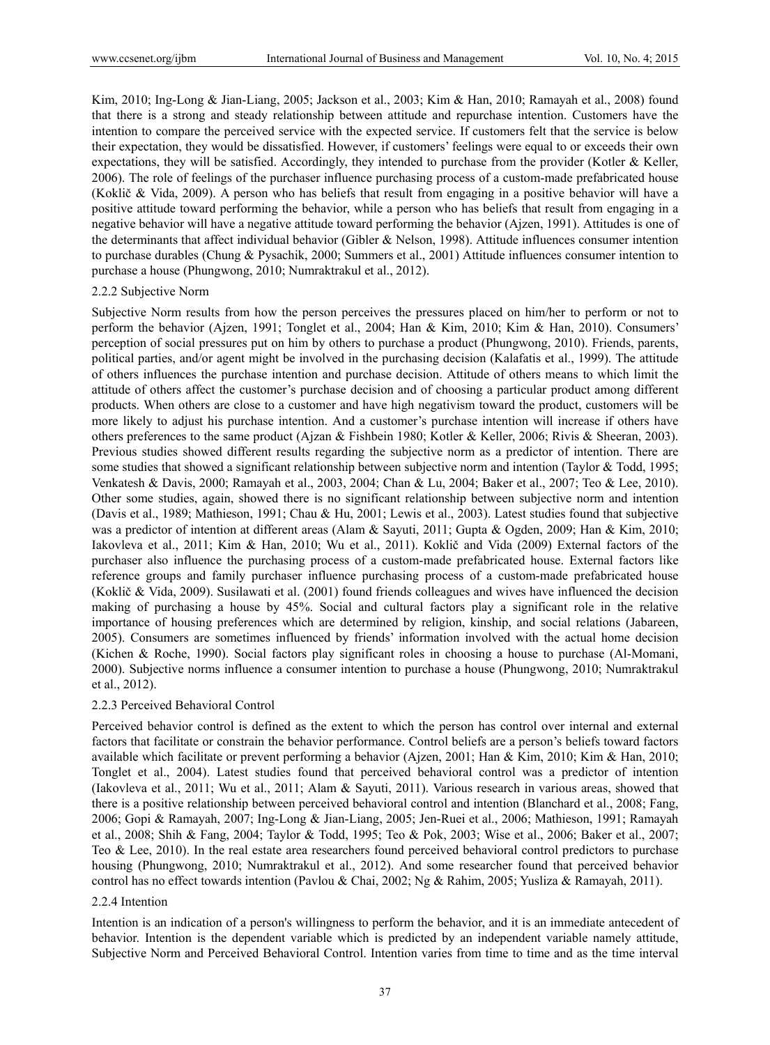Kim, 2010; Ing-Long & Jian-Liang, 2005; Jackson et al., 2003; Kim & Han, 2010; Ramayah et al., 2008) found that there is a strong and steady relationship between attitude and repurchase intention. Customers have the intention to compare the perceived service with the expected service. If customers felt that the service is below their expectation, they would be dissatisfied. However, if customers' feelings were equal to or exceeds their own expectations, they will be satisfied. Accordingly, they intended to purchase from the provider (Kotler & Keller, 2006). The role of feelings of the purchaser influence purchasing process of a custom-made prefabricated house (Koklič & Vida, 2009). A person who has beliefs that result from engaging in a positive behavior will have a positive attitude toward performing the behavior, while a person who has beliefs that result from engaging in a negative behavior will have a negative attitude toward performing the behavior (Ajzen, 1991). Attitudes is one of the determinants that affect individual behavior (Gibler & Nelson, 1998). Attitude influences consumer intention to purchase durables (Chung & Pysachik, 2000; Summers et al., 2001) Attitude influences consumer intention to purchase a house (Phungwong, 2010; Numraktrakul et al., 2012).

### 2.2.2 Subjective Norm

Subjective Norm results from how the person perceives the pressures placed on him/her to perform or not to perform the behavior (Ajzen, 1991; Tonglet et al., 2004; Han & Kim, 2010; Kim & Han, 2010). Consumers' perception of social pressures put on him by others to purchase a product (Phungwong, 2010). Friends, parents, political parties, and/or agent might be involved in the purchasing decision (Kalafatis et al., 1999). The attitude of others influences the purchase intention and purchase decision. Attitude of others means to which limit the attitude of others affect the customer's purchase decision and of choosing a particular product among different products. When others are close to a customer and have high negativism toward the product, customers will be more likely to adjust his purchase intention. And a customer's purchase intention will increase if others have others preferences to the same product (Ajzan & Fishbein 1980; Kotler & Keller, 2006; Rivis & Sheeran, 2003). Previous studies showed different results regarding the subjective norm as a predictor of intention. There are some studies that showed a significant relationship between subjective norm and intention (Taylor & Todd, 1995; Venkatesh & Davis, 2000; Ramayah et al., 2003, 2004; Chan & Lu, 2004; Baker et al., 2007; Teo & Lee, 2010). Other some studies, again, showed there is no significant relationship between subjective norm and intention (Davis et al., 1989; Mathieson, 1991; Chau & Hu, 2001; Lewis et al., 2003). Latest studies found that subjective was a predictor of intention at different areas (Alam & Sayuti, 2011; Gupta & Ogden, 2009; Han & Kim, 2010; Iakovleva et al., 2011; Kim & Han, 2010; Wu et al., 2011). Koklič and Vida (2009) External factors of the purchaser also influence the purchasing process of a custom-made prefabricated house. External factors like reference groups and family purchaser influence purchasing process of a custom-made prefabricated house (Koklič & Vida, 2009). Susilawati et al. (2001) found friends colleagues and wives have influenced the decision making of purchasing a house by 45%. Social and cultural factors play a significant role in the relative importance of housing preferences which are determined by religion, kinship, and social relations (Jabareen, 2005). Consumers are sometimes influenced by friends' information involved with the actual home decision (Kichen & Roche, 1990). Social factors play significant roles in choosing a house to purchase (Al-Momani, 2000). Subjective norms influence a consumer intention to purchase a house (Phungwong, 2010; Numraktrakul et al., 2012).

### 2.2.3 Perceived Behavioral Control

Perceived behavior control is defined as the extent to which the person has control over internal and external factors that facilitate or constrain the behavior performance. Control beliefs are a person's beliefs toward factors available which facilitate or prevent performing a behavior (Ajzen, 2001; Han & Kim, 2010; Kim & Han, 2010; Tonglet et al., 2004). Latest studies found that perceived behavioral control was a predictor of intention (Iakovleva et al., 2011; Wu et al., 2011; Alam & Sayuti, 2011). Various research in various areas, showed that there is a positive relationship between perceived behavioral control and intention (Blanchard et al., 2008; Fang, 2006; Gopi & Ramayah, 2007; Ing-Long & Jian-Liang, 2005; Jen-Ruei et al., 2006; Mathieson, 1991; Ramayah et al., 2008; Shih & Fang, 2004; Taylor & Todd, 1995; Teo & Pok, 2003; Wise et al., 2006; Baker et al., 2007; Teo & Lee, 2010). In the real estate area researchers found perceived behavioral control predictors to purchase housing (Phungwong, 2010; Numraktrakul et al., 2012). And some researcher found that perceived behavior control has no effect towards intention (Pavlou & Chai, 2002; Ng & Rahim, 2005; Yusliza & Ramayah, 2011).

### 2.2.4 Intention

Intention is an indication of a person's willingness to perform the behavior, and it is an immediate antecedent of behavior. Intention is the dependent variable which is predicted by an independent variable namely attitude, Subjective Norm and Perceived Behavioral Control. Intention varies from time to time and as the time interval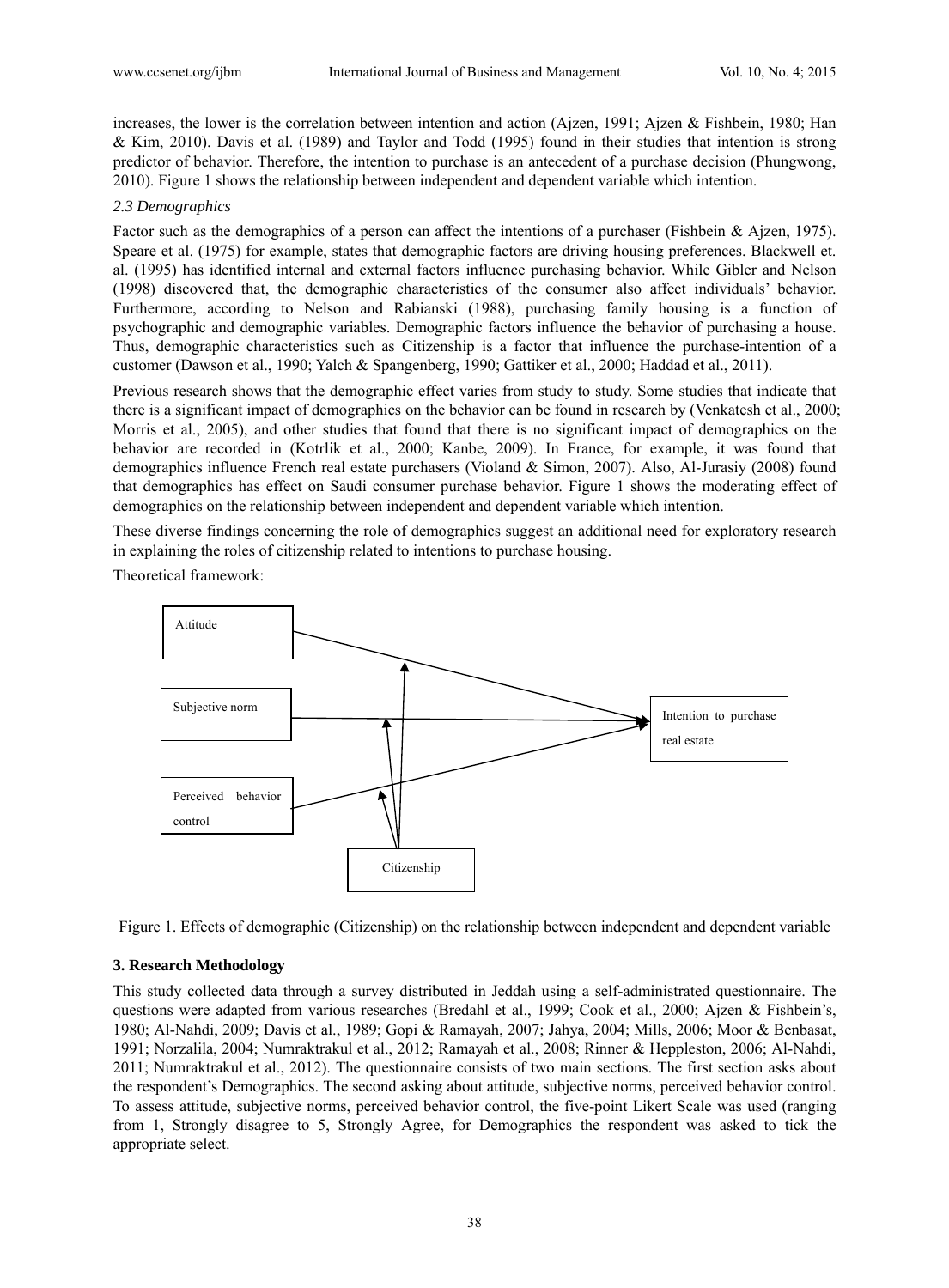increases, the lower is the correlation between intention and action (Ajzen, 1991; Ajzen & Fishbein, 1980; Han & Kim, 2010). Davis et al. (1989) and Taylor and Todd (1995) found in their studies that intention is strong predictor of behavior. Therefore, the intention to purchase is an antecedent of a purchase decision (Phungwong, 2010). Figure 1 shows the relationship between independent and dependent variable which intention.

### *2.3 Demographics*

Factor such as the demographics of a person can affect the intentions of a purchaser (Fishbein & Ajzen, 1975). Speare et al. (1975) for example, states that demographic factors are driving housing preferences. Blackwell et. al. (1995) has identified internal and external factors influence purchasing behavior. While Gibler and Nelson (1998) discovered that, the demographic characteristics of the consumer also affect individuals' behavior. Furthermore, according to Nelson and Rabianski (1988), purchasing family housing is a function of psychographic and demographic variables. Demographic factors influence the behavior of purchasing a house. Thus, demographic characteristics such as Citizenship is a factor that influence the purchase-intention of a customer (Dawson et al., 1990; Yalch & Spangenberg, 1990; Gattiker et al., 2000; Haddad et al., 2011).

Previous research shows that the demographic effect varies from study to study. Some studies that indicate that there is a significant impact of demographics on the behavior can be found in research by (Venkatesh et al., 2000; Morris et al., 2005), and other studies that found that there is no significant impact of demographics on the behavior are recorded in (Kotrlik et al., 2000; Kanbe, 2009). In France, for example, it was found that demographics influence French real estate purchasers (Violand & Simon, 2007). Also, Al-Jurasiy (2008) found that demographics has effect on Saudi consumer purchase behavior. Figure 1 shows the moderating effect of demographics on the relationship between independent and dependent variable which intention.

These diverse findings concerning the role of demographics suggest an additional need for exploratory research in explaining the roles of citizenship related to intentions to purchase housing.

Theoretical framework:

Attitude

Subjective norm

Perceived behavior control

Intention to purchase real estate

Citizenship

Figure 1. Effects of demographic (Citizenship) on the relationship between independent and dependent variable

## 3. Research Methodology

This study collected data through a survey distributed in Jeddah using a self-administrated questionnaire. The questions were adapted from various researches (Bredahl et al., 1999; Cook et al., 2000; Ajzen & Fishbein's, 1980; Al-Nahdi, 2009; Davis et al., 1989; Gopi & Ramayah, 2007; Jahya, 2004; Mills, 2006; Moor & Benbasat, 1991; Norzalila, 2004; Numraktrakul et al., 2012; Ramayah et al., 2008; Rinner & Heppleston, 2006; Al-Nahdi, 2011; Numraktrakul et al., 2012). The questionnaire consists of two main sections. The first section asks about the respondent's Demographics. The second asking about attitude, subjective norms, perceived behavior control. To assess attitude, subjective norms, perceived behavior control, the five-point Likert Scale was used (ranging from 1, Strongly disagree to 5, Strongly Agree, for Demographics the respondent was asked to tick the appropriate select.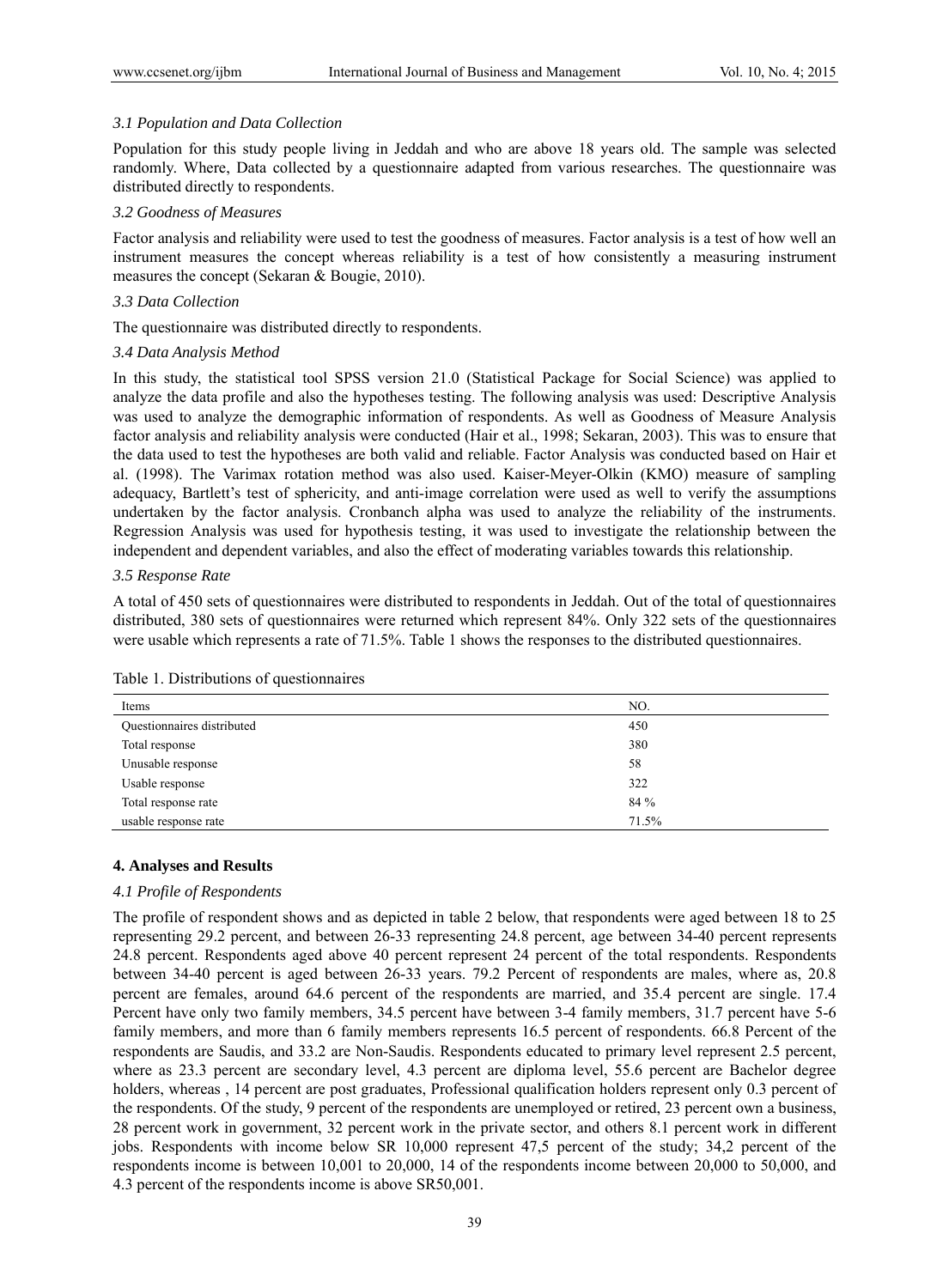### *3.1 Population and Data Collection*

Population for this study people living in Jeddah and who are above 18 years old. The sample was selected randomly. Where, Data collected by a questionnaire adapted from various researches. The questionnaire was distributed directly to respondents.

### *3.2 Goodness of Measures*

Factor analysis and reliability were used to test the goodness of measures. Factor analysis is a test of how well an instrument measures the concept whereas reliability is a test of how consistently a measuring instrument measures the concept (Sekaran & Bougie, 2010).

### *3.3 Data Collection*

The questionnaire was distributed directly to respondents.

### *3.4 Data Analysis Method*

In this study, the statistical tool SPSS version 21.0 (Statistical Package for Social Science) was applied to analyze the data profile and also the hypotheses testing. The following analysis was used: Descriptive Analysis was used to analyze the demographic information of respondents. As well as Goodness of Measure Analysis factor analysis and reliability analysis were conducted (Hair et al., 1998; Sekaran, 2003). This was to ensure that the data used to test the hypotheses are both valid and reliable. Factor Analysis was conducted based on Hair et al. (1998). The Varimax rotation method was also used. Kaiser-Meyer-Olkin (KMO) measure of sampling adequacy, Bartlett's test of sphericity, and anti-image correlation were used as well to verify the assumptions undertaken by the factor analysis. Cronbanch alpha was used to analyze the reliability of the instruments. Regression Analysis was used for hypothesis testing, it was used to investigate the relationship between the independent and dependent variables, and also the effect of moderating variables towards this relationship.

### *3.5 Response Rate*

A total of 450 sets of questionnaires were distributed to respondents in Jeddah. Out of the total of questionnaires distributed, 380 sets of questionnaires were returned which represent 84%. Only 322 sets of the questionnaires were usable which represents a rate of 71.5%. Table 1 shows the responses to the distributed questionnaires.

Table 1. Distributions of questionnaires

| Items | NO. |
|---|---|
| Questionnaires distributed | 450 |
| Total response | 380 |
| Unusable response | 58 |
| Usable response | 322 |
| Total response rate | 84 % |
| usable response rate | 71.5% |

## 4. Analyses and Results

### *4.1 Profile of Respondents*

The profile of respondent shows and as depicted in table 2 below, that respondents were aged between 18 to 25 representing 29.2 percent, and between 26-33 representing 24.8 percent, age between 34-40 percent represents 24.8 percent. Respondents aged above 40 percent represent 24 percent of the total respondents. Respondents between 34-40 percent is aged between 26-33 years. 79.2 Percent of respondents are males, where as, 20.8 percent are females, around 64.6 percent of the respondents are married, and 35.4 percent are single. 17.4 Percent have only two family members, 34.5 percent have between 3-4 family members, 31.7 percent have 5-6 family members, and more than 6 family members represents 16.5 percent of respondents. 66.8 Percent of the respondents are Saudis, and 33.2 are Non-Saudis. Respondents educated to primary level represent 2.5 percent, where as 23.3 percent are secondary level, 4.3 percent are diploma level, 55.6 percent are Bachelor degree holders, whereas , 14 percent are post graduates, Professional qualification holders represent only 0.3 percent of the respondents. Of the study, 9 percent of the respondents are unemployed or retired, 23 percent own a business, 28 percent work in government, 32 percent work in the private sector, and others 8.1 percent work in different jobs. Respondents with income below SR 10,000 represent 47,5 percent of the study; 34,2 percent of the respondents income is between 10,001 to 20,000, 14 of the respondents income between 20,000 to 50,000, and 4.3 percent of the respondents income is above SR50,001.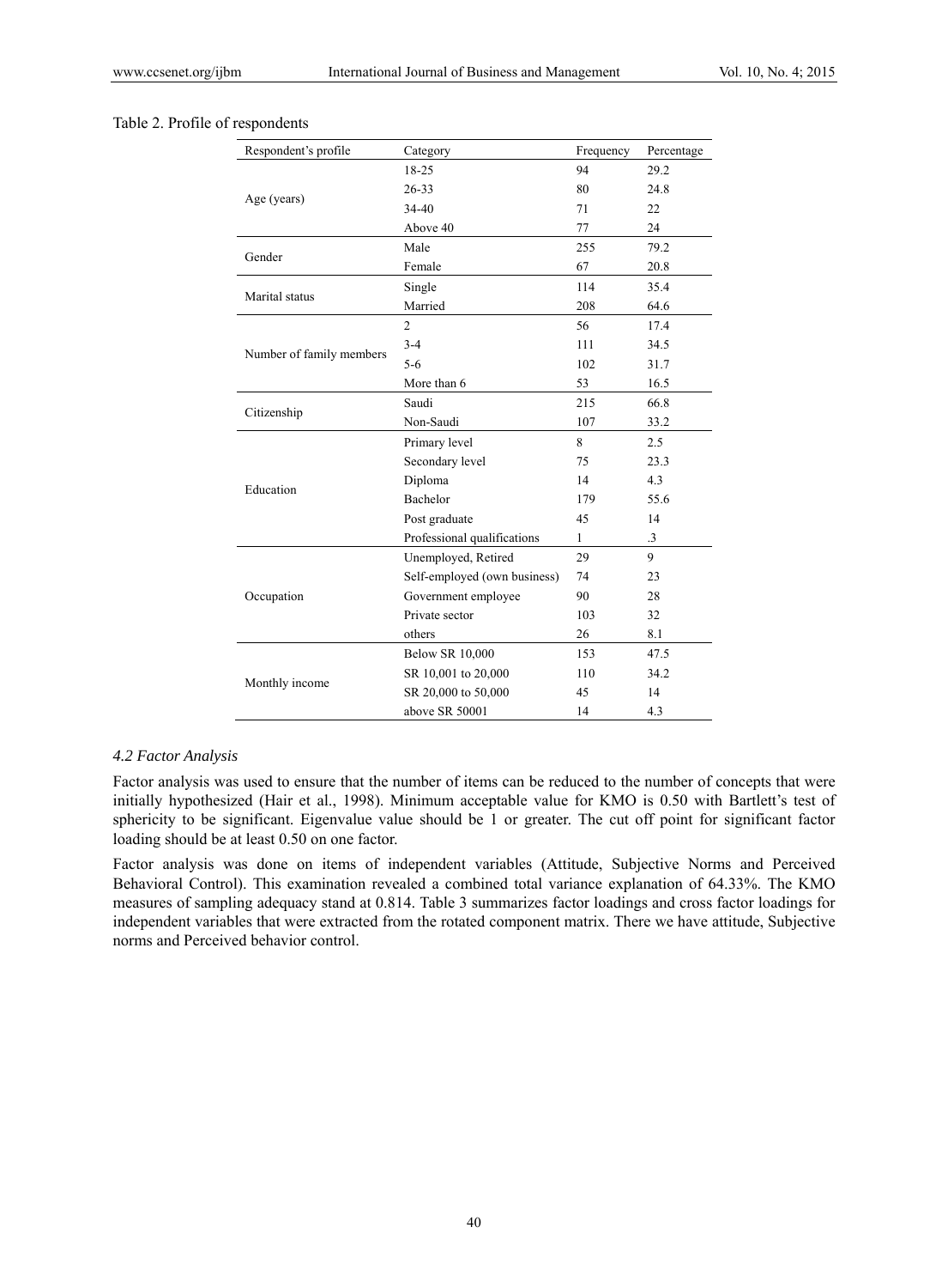Table 2. Profile of respondents

| Respondent's profile | Category | Frequency | Percentage |
|---|---|---|---|
| Age (years) | 18-25 | 94 | 29.2 |
| | 26-33 | 80 | 24.8 |
| | 34-40 | 71 | 22 |
| | Above 40 | 77 | 24 |
| Gender | Male | 255 | 79.2 |
| | Female | 67 | 20.8 |
| Marital status | Single | 114 | 35.4 |
| | Married | 208 | 64.6 |
| Number of family members | 2 | 56 | 17.4 |
| | 3-4 | 111 | 34.5 |
| | 5-6 | 102 | 31.7 |
| | More than 6 | 53 | 16.5 |
| Citizenship | Saudi | 215 | 66.8 |
| | Non-Saudi | 107 | 33.2 |
| Education | Primary level | 8 | 2.5 |
| | Secondary level | 75 | 23.3 |
| | Diploma | 14 | 4.3 |
| | Bachelor | 179 | 55.6 |
| | Post graduate | 45 | 14 |
| | Professional qualifications | 1 | .3 |
| Occupation | Unemployed, Retired | 29 | 9 |
| | Self-employed (own business) | 74 | 23 |
| | Government employee | 90 | 28 |
| | Private sector | 103 | 32 |
| | others | 26 | 8.1 |
| Monthly income | Below SR 10,000 | 153 | 47.5 |
| | SR 10,001 to 20,000 | 110 | 34.2 |
| | SR 20,000 to 50,000 | 45 | 14 |
| | above SR 50001 | 14 | 4.3 |

### *4.2 Factor Analysis*

Factor analysis was used to ensure that the number of items can be reduced to the number of concepts that were initially hypothesized (Hair et al., 1998). Minimum acceptable value for KMO is 0.50 with Bartlett's test of sphericity to be significant. Eigenvalue value should be 1 or greater. The cut off point for significant factor loading should be at least 0.50 on one factor.

Factor analysis was done on items of independent variables (Attitude, Subjective Norms and Perceived Behavioral Control). This examination revealed a combined total variance explanation of 64.33%. The KMO measures of sampling adequacy stand at 0.814. Table 3 summarizes factor loadings and cross factor loadings for independent variables that were extracted from the rotated component matrix. There we have attitude, Subjective norms and Perceived behavior control.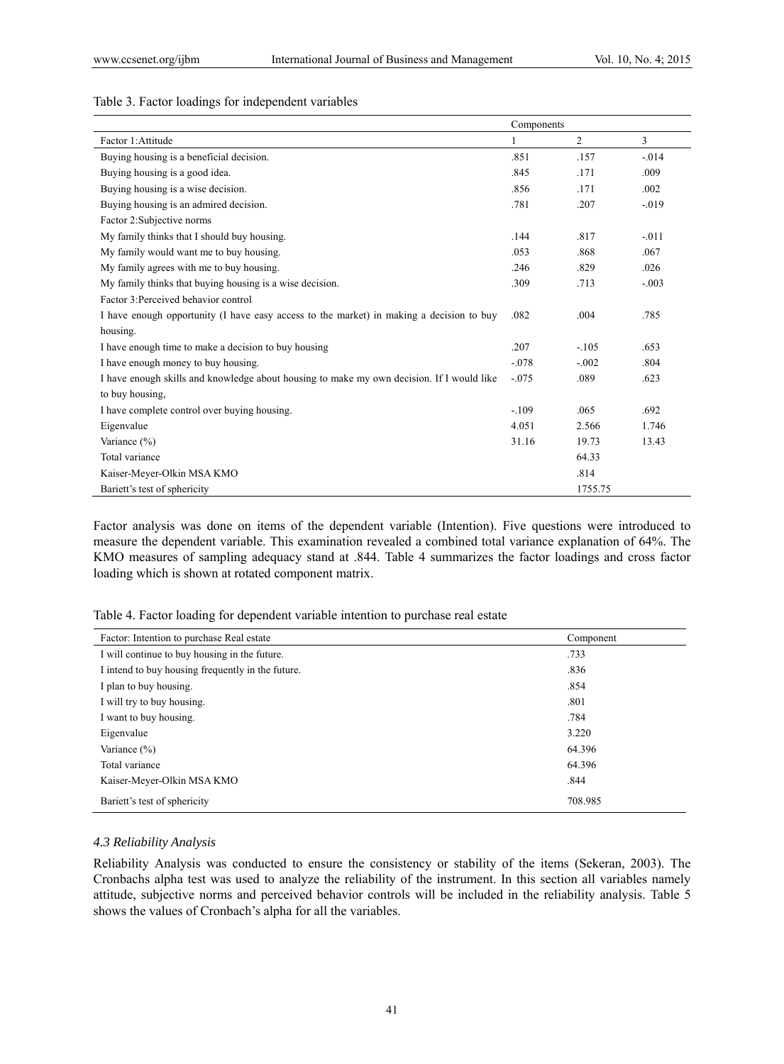Table 3. Factor loadings for independent variables

| | Components | | |
|---|---|---|---|
| Factor 1:Attitude | 1 | 2 | 3 |
| Buying housing is a beneficial decision. | .851 | .157 | -.014 |
| Buying housing is a good idea. | .845 | .171 | .009 |
| Buying housing is a wise decision. | .856 | .171 | .002 |
| Buying housing is an admired decision. | .781 | .207 | -.019 |
| Factor 2:Subjective norms | | | |
| My family thinks that I should buy housing. | .144 | .817 | -.011 |
| My family would want me to buy housing. | .053 | .868 | .067 |
| My family agrees with me to buy housing. | .246 | .829 | .026 |
| My family thinks that buying housing is a wise decision. | .309 | .713 | -.003 |
| Factor 3:Perceived behavior control | | | |
| I have enough opportunity (I have easy access to the market) in making a decision to buy housing. | .082 | .004 | .785 |
| I have enough time to make a decision to buy housing | .207 | -.105 | .653 |
| I have enough money to buy housing. | -.078 | -.002 | .804 |
| I have enough skills and knowledge about housing to make my own decision. If I would like to buy housing, | -.075 | .089 | .623 |
| I have complete control over buying housing. | -.109 | .065 | .692 |
| Eigenvalue | 4.051 | 2.566 | 1.746 |
| Variance (%) | 31.16 | 19.73 | 13.43 |
| Total variance | | 64.33 | |
| Kaiser-Meyer-Olkin MSA KMO | | .814 | |
| Bariett's test of sphericity | | 1755.75 | |

Factor analysis was done on items of the dependent variable (Intention). Five questions were introduced to measure the dependent variable. This examination revealed a combined total variance explanation of 64%. The KMO measures of sampling adequacy stand at .844. Table 4 summarizes the factor loadings and cross factor loading which is shown at rotated component matrix.

Table 4. Factor loading for dependent variable intention to purchase real estate

| Factor: Intention to purchase Real estate | Component |
|---|---|
| I will continue to buy housing in the future. | .733 |
| I intend to buy housing frequently in the future. | .836 |
| I plan to buy housing. | .854 |
| I will try to buy housing. | .801 |
| I want to buy housing. | .784 |
| Eigenvalue | 3.220 |
| Variance (%) | 64.396 |
| Total variance | 64.396 |
| Kaiser-Meyer-Olkin MSA KMO | .844 |
| Bariett's test of sphericity | 708.985 |

### *4.3 Reliability Analysis*

Reliability Analysis was conducted to ensure the consistency or stability of the items (Sekeran, 2003). The Cronbachs alpha test was used to analyze the reliability of the instrument. In this section all variables namely attitude, subjective norms and perceived behavior controls will be included in the reliability analysis. Table 5 shows the values of Cronbach's alpha for all the variables.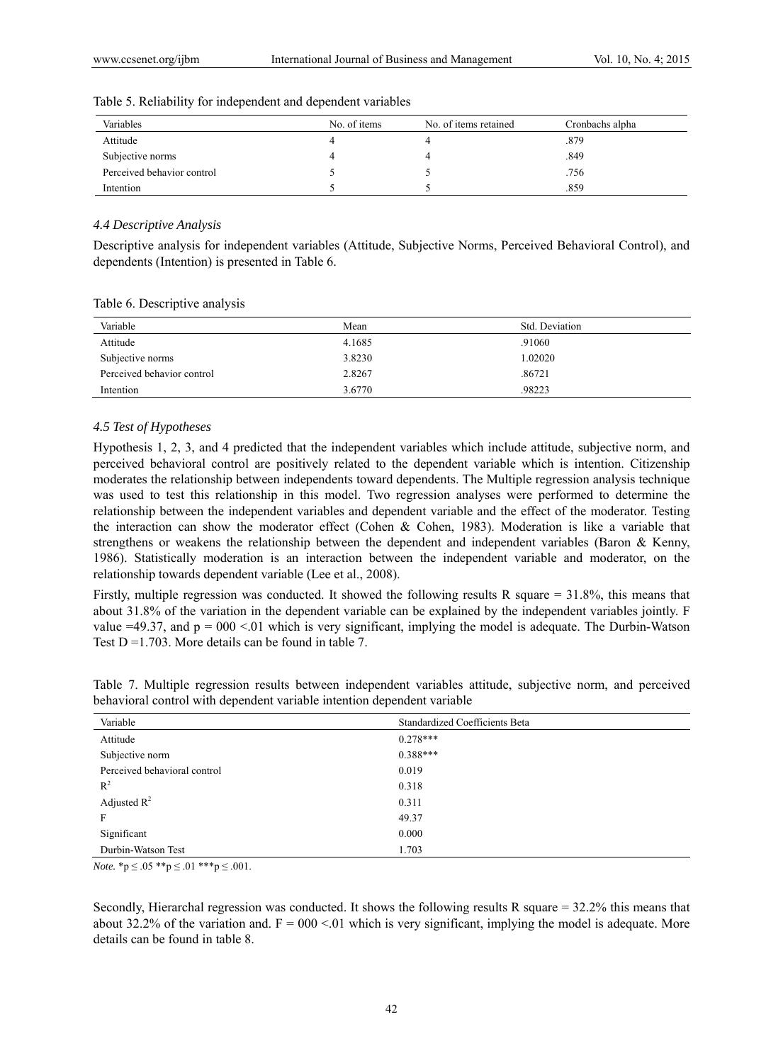Table 5. Reliability for independent and dependent variables

| Variables | No. of items | No. of items retained | Cronbachs alpha |
|---|---|---|---|
| Attitude | 4 | 4 | .879 |
| Subjective norms | 4 | 4 | .849 |
| Perceived behavior control | 5 | 5 | .756 |
| Intention | 5 | 5 | .859 |

### *4.4 Descriptive Analysis*

Descriptive analysis for independent variables (Attitude, Subjective Norms, Perceived Behavioral Control), and dependents (Intention) is presented in Table 6.

Table 6. Descriptive analysis

| Variable | Mean | Std. Deviation |
|---|---|---|
| Attitude | 4.1685 | .91060 |
| Subjective norms | 3.8230 | 1.02020 |
| Perceived behavior control | 2.8267 | .86721 |
| Intention | 3.6770 | .98223 |

### *4.5 Test of Hypotheses*

Hypothesis 1, 2, 3, and 4 predicted that the independent variables which include attitude, subjective norm, and perceived behavioral control are positively related to the dependent variable which is intention. Citizenship moderates the relationship between independents toward dependents. The Multiple regression analysis technique was used to test this relationship in this model. Two regression analyses were performed to determine the relationship between the independent variables and dependent variable and the effect of the moderator. Testing the interaction can show the moderator effect (Cohen & Cohen, 1983). Moderation is like a variable that strengthens or weakens the relationship between the dependent and independent variables (Baron & Kenny, 1986). Statistically moderation is an interaction between the independent variable and moderator, on the relationship towards dependent variable (Lee et al., 2008).

Firstly, multiple regression was conducted. It showed the following results R square = 31.8%, this means that about 31.8% of the variation in the dependent variable can be explained by the independent variables jointly. F value =49.37, and p = 000 <.01 which is very significant, implying the model is adequate. The Durbin-Watson Test D =1.703. More details can be found in table 7.

Table 7. Multiple regression results between independent variables attitude, subjective norm, and perceived behavioral control with dependent variable intention dependent variable

| Variable | Standardized Coefficients Beta |
|---|---|
| Attitude | 0.278*** |
| Subjective norm | 0.388*** |
| Perceived behavioral control | 0.019 |
| $R^2$ | 0.318 |
| Adjusted $R^2$ | 0.311 |
| F | 49.37 |
| Significant | 0.000 |
| Durbin-Watson Test | 1.703 |

*Note.* *p ≤ .05 **p ≤ .01 ***p ≤ .001.

Secondly, Hierarchal regression was conducted. It shows the following results R square = 32.2% this means that about 32.2% of the variation and. F = 000 <.01 which is very significant, implying the model is adequate. More details can be found in table 8.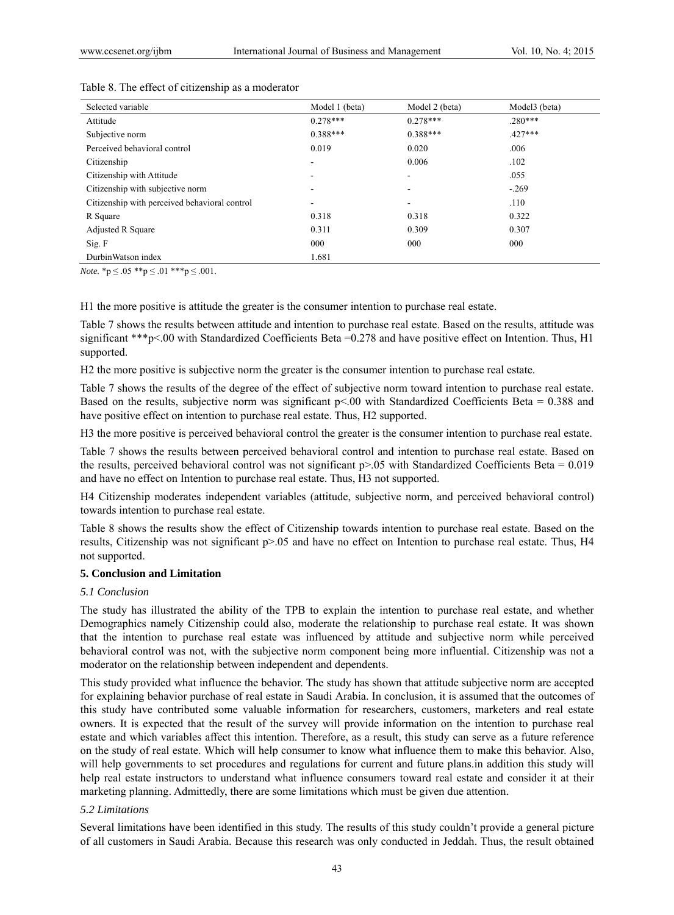Table 8. The effect of citizenship as a moderator

| Selected variable | Model 1 (beta) | Model 2 (beta) | Model3 (beta) |
|---|---|---|---|
| Attitude | 0.278*** | 0.278*** | .280*** |
| Subjective norm | 0.388*** | 0.388*** | .427*** |
| Perceived behavioral control | 0.019 | 0.020 | .006 |
| Citizenship | - | 0.006 | .102 |
| Citizenship with Attitude | - | - | .055 |
| Citizenship with subjective norm | - | - | -.269 |
| Citizenship with perceived behavioral control | - | - | .110 |
| R Square | 0.318 | 0.318 | 0.322 |
| Adjusted R Square | 0.311 | 0.309 | 0.307 |
| Sig. F | 000 | 000 | 000 |
| DurbinWatson index | 1.681 | | |

*Note.* *p ≤ .05 **p ≤ .01 ***p ≤ .001.

H1 the more positive is attitude the greater is the consumer intention to purchase real estate.

Table 7 shows the results between attitude and intention to purchase real estate. Based on the results, attitude was significant ***p<.00 with Standardized Coefficients Beta =0.278 and have positive effect on Intention. Thus, H1 supported.

H2 the more positive is subjective norm the greater is the consumer intention to purchase real estate.

Table 7 shows the results of the degree of the effect of subjective norm toward intention to purchase real estate. Based on the results, subjective norm was significant p<.00 with Standardized Coefficients Beta = 0.388 and have positive effect on intention to purchase real estate. Thus, H2 supported.

H3 the more positive is perceived behavioral control the greater is the consumer intention to purchase real estate.

Table 7 shows the results between perceived behavioral control and intention to purchase real estate. Based on the results, perceived behavioral control was not significant p>.05 with Standardized Coefficients Beta = 0.019 and have no effect on Intention to purchase real estate. Thus, H3 not supported.

H4 Citizenship moderates independent variables (attitude, subjective norm, and perceived behavioral control) towards intention to purchase real estate.

Table 8 shows the results show the effect of Citizenship towards intention to purchase real estate. Based on the results, Citizenship was not significant p>.05 and have no effect on Intention to purchase real estate. Thus, H4 not supported.

## 5. Conclusion and Limitation

### *5.1 Conclusion*

The study has illustrated the ability of the TPB to explain the intention to purchase real estate, and whether Demographics namely Citizenship could also, moderate the relationship to purchase real estate. It was shown that the intention to purchase real estate was influenced by attitude and subjective norm while perceived behavioral control was not, with the subjective norm component being more influential. Citizenship was not a moderator on the relationship between independent and dependents.

This study provided what influence the behavior. The study has shown that attitude subjective norm are accepted for explaining behavior purchase of real estate in Saudi Arabia. In conclusion, it is assumed that the outcomes of this study have contributed some valuable information for researchers, customers, marketers and real estate owners. It is expected that the result of the survey will provide information on the intention to purchase real estate and which variables affect this intention. Therefore, as a result, this study can serve as a future reference on the study of real estate. Which will help consumer to know what influence them to make this behavior. Also, will help governments to set procedures and regulations for current and future plans.in addition this study will help real estate instructors to understand what influence consumers toward real estate and consider it at their marketing planning. Admittedly, there are some limitations which must be given due attention.

### *5.2 Limitations*

Several limitations have been identified in this study. The results of this study couldn't provide a general picture of all customers in Saudi Arabia. Because this research was only conducted in Jeddah. Thus, the result obtained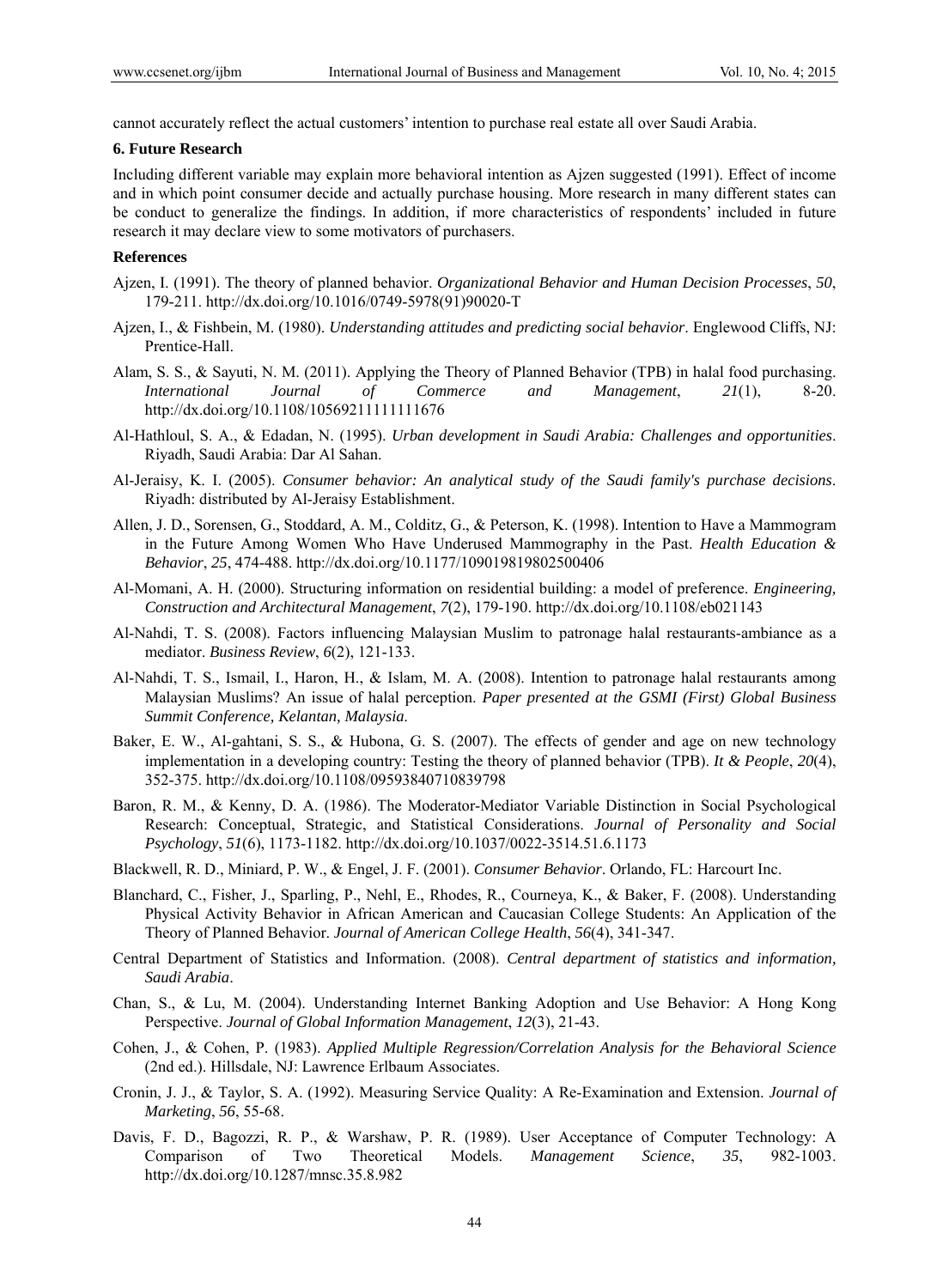cannot accurately reflect the actual customers' intention to purchase real estate all over Saudi Arabia.

### 6. Future Research

Including different variable may explain more behavioral intention as Ajzen suggested (1991). Effect of income and in which point consumer decide and actually purchase housing. More research in many different states can be conduct to generalize the findings. In addition, if more characteristics of respondents' included in future research it may declare view to some motivators of purchasers.

### References

Ajzen, I. (1991). The theory of planned behavior. *Organizational Behavior and Human Decision Processes*, *50*, 179-211. http://dx.doi.org/10.1016/0749-5978(91)90020-T

Ajzen, I., & Fishbein, M. (1980). *Understanding attitudes and predicting social behavior*. Englewood Cliffs, NJ: Prentice-Hall.

Alam, S. S., & Sayuti, N. M. (2011). Applying the Theory of Planned Behavior (TPB) in halal food purchasing. *International Journal of Commerce and Management*, *21*(1), 8-20. http://dx.doi.org/10.1108/10569211111111676

Al-Hathloul, S. A., & Edadan, N. (1995). *Urban development in Saudi Arabia: Challenges and opportunities*. Riyadh, Saudi Arabia: Dar Al Sahan.

Al-Jeraisy, K. I. (2005). *Consumer behavior: An analytical study of the Saudi family's purchase decisions*. Riyadh: distributed by Al-Jeraisy Establishment.

Allen, J. D., Sorensen, G., Stoddard, A. M., Colditz, G., & Peterson, K. (1998). Intention to Have a Mammogram in the Future Among Women Who Have Underused Mammography in the Past. *Health Education & Behavior*, *25*, 474-488. http://dx.doi.org/10.1177/109019819802500406

Al-Momani, A. H. (2000). Structuring information on residential building: a model of preference. *Engineering, Construction and Architectural Management*, *7*(2), 179-190. http://dx.doi.org/10.1108/eb021143

Al-Nahdi, T. S. (2008). Factors influencing Malaysian Muslim to patronage halal restaurants-ambiance as a mediator. *Business Review*, *6*(2), 121-133.

Al-Nahdi, T. S., Ismail, I., Haron, H., & Islam, M. A. (2008). Intention to patronage halal restaurants among Malaysian Muslims? An issue of halal perception. *Paper presented at the GSMI (First) Global Business Summit Conference, Kelantan, Malaysia.*

Baker, E. W., Al-gahtani, S. S., & Hubona, G. S. (2007). The effects of gender and age on new technology implementation in a developing country: Testing the theory of planned behavior (TPB). *It & People*, *20*(4), 352-375. http://dx.doi.org/10.1108/09593840710839798

Baron, R. M., & Kenny, D. A. (1986). The Moderator-Mediator Variable Distinction in Social Psychological Research: Conceptual, Strategic, and Statistical Considerations. *Journal of Personality and Social Psychology*, *51*(6), 1173-1182. http://dx.doi.org/10.1037/0022-3514.51.6.1173

Blackwell, R. D., Miniard, P. W., & Engel, J. F. (2001). *Consumer Behavior*. Orlando, FL: Harcourt Inc.

Blanchard, C., Fisher, J., Sparling, P., Nehl, E., Rhodes, R., Courneya, K., & Baker, F. (2008). Understanding Physical Activity Behavior in African American and Caucasian College Students: An Application of the Theory of Planned Behavior. *Journal of American College Health*, *56*(4), 341-347.

Central Department of Statistics and Information. (2008). *Central department of statistics and information, Saudi Arabia*.

Chan, S., & Lu, M. (2004). Understanding Internet Banking Adoption and Use Behavior: A Hong Kong Perspective. *Journal of Global Information Management*, *12*(3), 21-43.

Cohen, J., & Cohen, P. (1983). *Applied Multiple Regression/Correlation Analysis for the Behavioral Science* (2nd ed.). Hillsdale, NJ: Lawrence Erlbaum Associates.

Cronin, J. J., & Taylor, S. A. (1992). Measuring Service Quality: A Re-Examination and Extension. *Journal of Marketing*, *56*, 55-68.

Davis, F. D., Bagozzi, R. P., & Warshaw, P. R. (1989). User Acceptance of Computer Technology: A Comparison of Two Theoretical Models. *Management Science*, *35*, 982-1003. http://dx.doi.org/10.1287/mnsc.35.8.982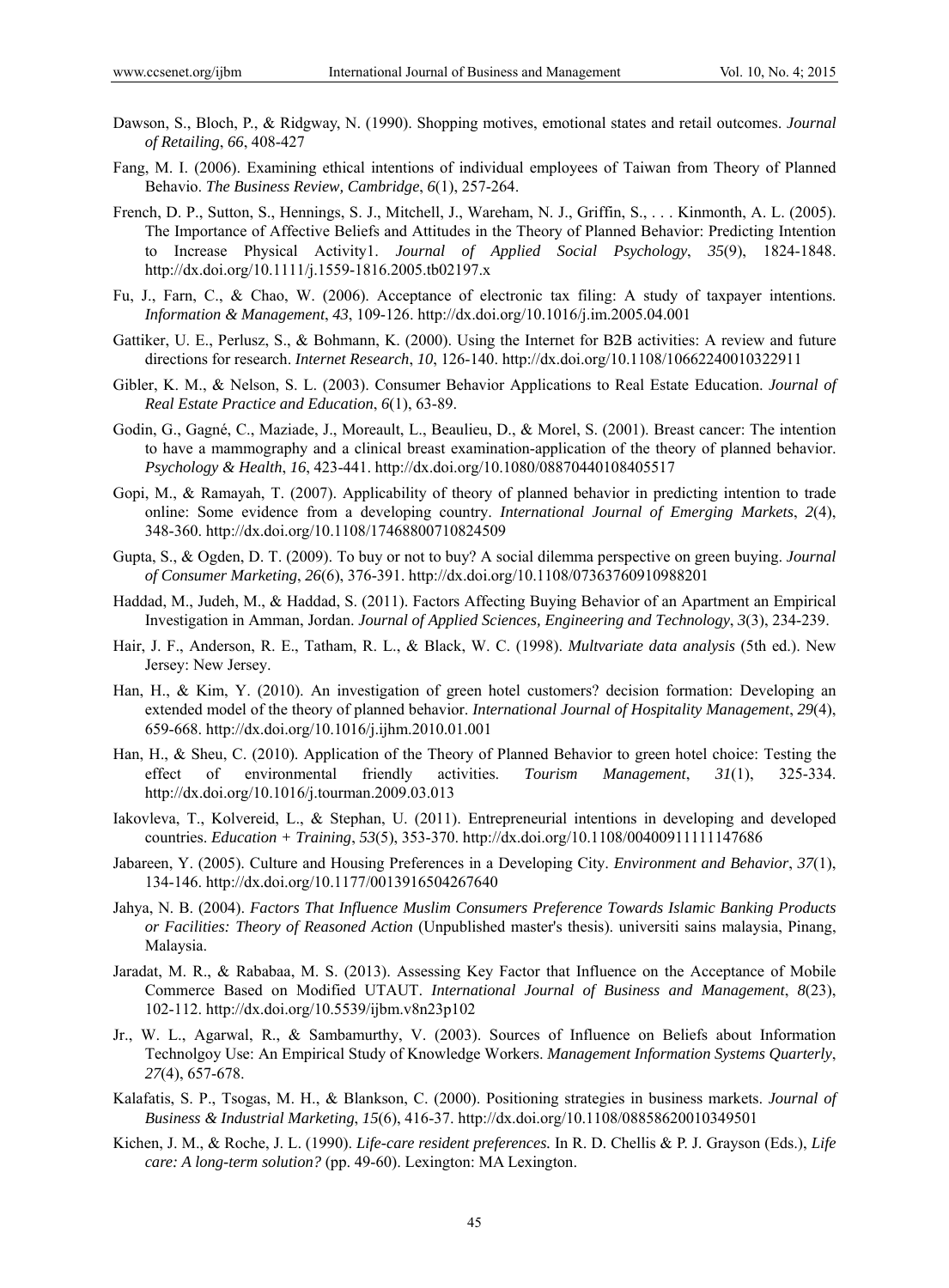Dawson, S., Bloch, P., & Ridgway, N. (1990). Shopping motives, emotional states and retail outcomes. *Journal of Retailing*, *66*, 408-427

Fang, M. I. (2006). Examining ethical intentions of individual employees of Taiwan from Theory of Planned Behavio. *The Business Review, Cambridge*, *6*(1), 257-264.

French, D. P., Sutton, S., Hennings, S. J., Mitchell, J., Wareham, N. J., Griffin, S., . . . Kinmonth, A. L. (2005). The Importance of Affective Beliefs and Attitudes in the Theory of Planned Behavior: Predicting Intention to Increase Physical Activity1. *Journal of Applied Social Psychology*, *35*(9), 1824-1848. http://dx.doi.org/10.1111/j.1559-1816.2005.tb02197.x

Fu, J., Farn, C., & Chao, W. (2006). Acceptance of electronic tax filing: A study of taxpayer intentions. *Information & Management*, *43*, 109-126. http://dx.doi.org/10.1016/j.im.2005.04.001

Gattiker, U. E., Perlusz, S., & Bohmann, K. (2000). Using the Internet for B2B activities: A review and future directions for research. *Internet Research*, *10*, 126-140. http://dx.doi.org/10.1108/10662240010322911

Gibler, K. M., & Nelson, S. L. (2003). Consumer Behavior Applications to Real Estate Education. *Journal of Real Estate Practice and Education*, *6*(1), 63-89.

Godin, G., Gagné, C., Maziade, J., Moreault, L., Beaulieu, D., & Morel, S. (2001). Breast cancer: The intention to have a mammography and a clinical breast examination-application of the theory of planned behavior. *Psychology & Health*, *16*, 423-441. http://dx.doi.org/10.1080/08870440108405517

Gopi, M., & Ramayah, T. (2007). Applicability of theory of planned behavior in predicting intention to trade online: Some evidence from a developing country. *International Journal of Emerging Markets*, *2*(4), 348-360. http://dx.doi.org/10.1108/17468800710824509

Gupta, S., & Ogden, D. T. (2009). To buy or not to buy? A social dilemma perspective on green buying. *Journal of Consumer Marketing*, *26*(6), 376-391. http://dx.doi.org/10.1108/07363760910988201

Haddad, M., Judeh, M., & Haddad, S. (2011). Factors Affecting Buying Behavior of an Apartment an Empirical Investigation in Amman, Jordan. *Journal of Applied Sciences, Engineering and Technology*, *3*(3), 234-239.

Hair, J. F., Anderson, R. E., Tatham, R. L., & Black, W. C. (1998). *Multvariate data analysis* (5th ed.). New Jersey: New Jersey.

Han, H., & Kim, Y. (2010). An investigation of green hotel customers? decision formation: Developing an extended model of the theory of planned behavior. *International Journal of Hospitality Management*, *29*(4), 659-668. http://dx.doi.org/10.1016/j.ijhm.2010.01.001

Han, H., & Sheu, C. (2010). Application of the Theory of Planned Behavior to green hotel choice: Testing the effect of environmental friendly activities. *Tourism Management*, *31*(1), 325-334. http://dx.doi.org/10.1016/j.tourman.2009.03.013

Iakovleva, T., Kolvereid, L., & Stephan, U. (2011). Entrepreneurial intentions in developing and developed countries. *Education + Training*, *53*(5), 353-370. http://dx.doi.org/10.1108/00400911111147686

Jabareen, Y. (2005). Culture and Housing Preferences in a Developing City. *Environment and Behavior*, *37*(1), 134-146. http://dx.doi.org/10.1177/0013916504267640

Jahya, N. B. (2004). *Factors That Influence Muslim Consumers Preference Towards Islamic Banking Products or Facilities: Theory of Reasoned Action* (Unpublished master's thesis). universiti sains malaysia, Pinang, Malaysia.

Jaradat, M. R., & Rababaa, M. S. (2013). Assessing Key Factor that Influence on the Acceptance of Mobile Commerce Based on Modified UTAUT. *International Journal of Business and Management*, *8*(23), 102-112. http://dx.doi.org/10.5539/ijbm.v8n23p102

Jr., W. L., Agarwal, R., & Sambamurthy, V. (2003). Sources of Influence on Beliefs about Information Technolgoy Use: An Empirical Study of Knowledge Workers. *Management Information Systems Quarterly*, *27*(4), 657-678.

Kalafatis, S. P., Tsogas, M. H., & Blankson, C. (2000). Positioning strategies in business markets. *Journal of Business & Industrial Marketing*, *15*(6), 416-37. http://dx.doi.org/10.1108/08858620010349501

Kichen, J. M., & Roche, J. L. (1990). *Life-care resident preferences.* In R. D. Chellis & P. J. Grayson (Eds.), *Life care: A long-term solution?* (pp. 49-60). Lexington: MA Lexington.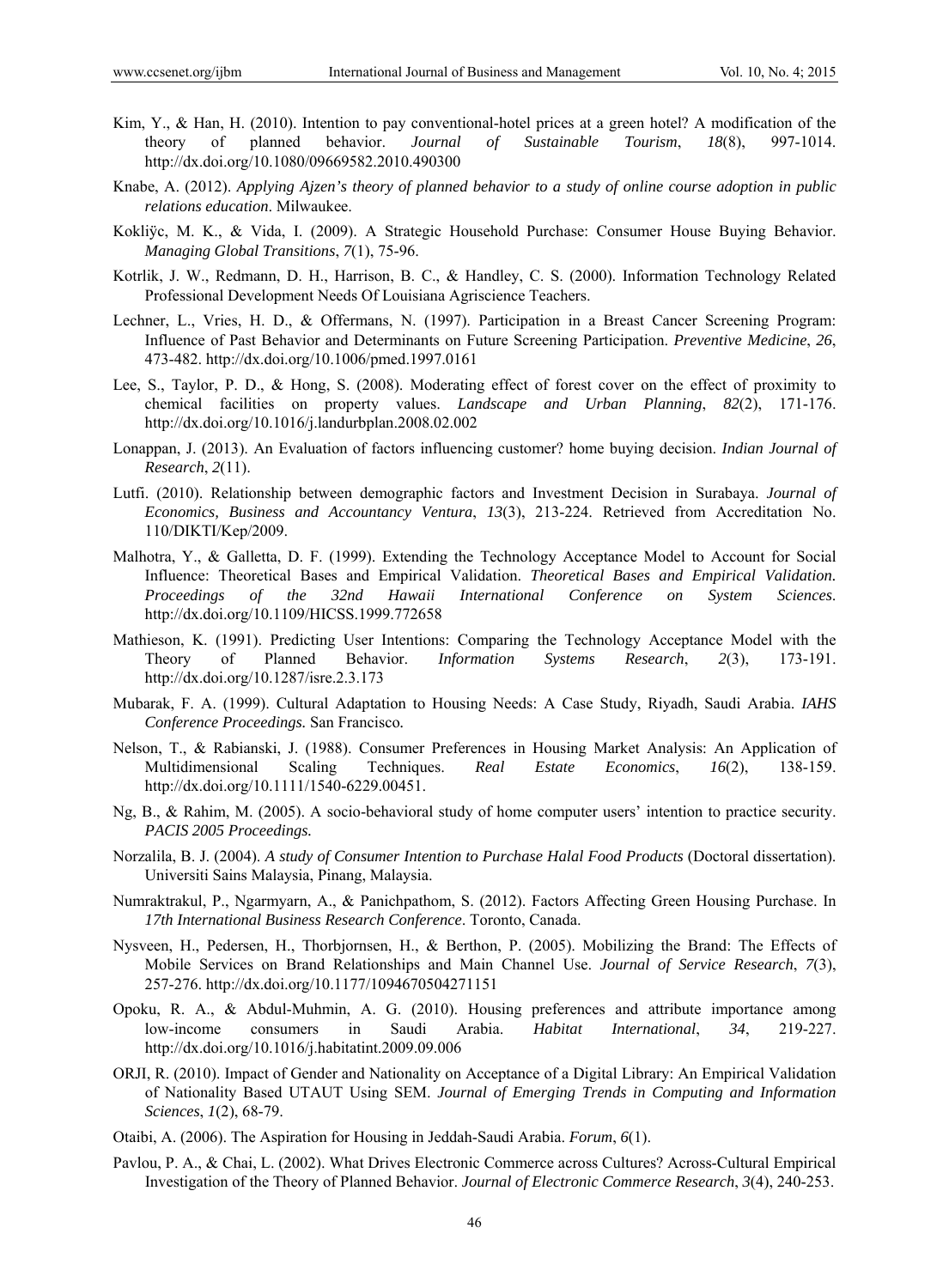Kim, Y., & Han, H. (2010). Intention to pay conventional-hotel prices at a green hotel? A modification of the theory of planned behavior. *Journal of Sustainable Tourism*, *18*(8), 997-1014. http://dx.doi.org/10.1080/09669582.2010.490300

Knabe, A. (2012). *Applying Ajzen's theory of planned behavior to a study of online course adoption in public relations education*. Milwaukee.

Kokliÿc, M. K., & Vida, I. (2009). A Strategic Household Purchase: Consumer House Buying Behavior. *Managing Global Transitions*, *7*(1), 75-96.

Kotrlik, J. W., Redmann, D. H., Harrison, B. C., & Handley, C. S. (2000). Information Technology Related Professional Development Needs Of Louisiana Agriscience Teachers.

Lechner, L., Vries, H. D., & Offermans, N. (1997). Participation in a Breast Cancer Screening Program: Influence of Past Behavior and Determinants on Future Screening Participation. *Preventive Medicine*, *26*, 473-482. http://dx.doi.org/10.1006/pmed.1997.0161

Lee, S., Taylor, P. D., & Hong, S. (2008). Moderating effect of forest cover on the effect of proximity to chemical facilities on property values. *Landscape and Urban Planning*, *82*(2), 171-176. http://dx.doi.org/10.1016/j.landurbplan.2008.02.002

Lonappan, J. (2013). An Evaluation of factors influencing customer? home buying decision. *Indian Journal of Research*, *2*(11).

Lutfi. (2010). Relationship between demographic factors and Investment Decision in Surabaya. *Journal of Economics, Business and Accountancy Ventura*, *13*(3), 213-224. Retrieved from Accreditation No. 110/DIKTI/Kep/2009.

Malhotra, Y., & Galletta, D. F. (1999). Extending the Technology Acceptance Model to Account for Social Influence: Theoretical Bases and Empirical Validation. *Theoretical Bases and Empirical Validation. Proceedings of the 32nd Hawaii International Conference on System Sciences*. http://dx.doi.org/10.1109/HICSS.1999.772658

Mathieson, K. (1991). Predicting User Intentions: Comparing the Technology Acceptance Model with the Theory of Planned Behavior. *Information Systems Research*, *2*(3), 173-191. http://dx.doi.org/10.1287/isre.2.3.173

Mubarak, F. A. (1999). Cultural Adaptation to Housing Needs: A Case Study, Riyadh, Saudi Arabia. *IAHS Conference Proceedings.* San Francisco*.*

Nelson, T., & Rabianski, J. (1988). Consumer Preferences in Housing Market Analysis: An Application of Multidimensional Scaling Techniques. *Real Estate Economics*, *16*(2), 138-159. http://dx.doi.org/10.1111/1540-6229.00451.

Ng, B., & Rahim, M. (2005). A socio-behavioral study of home computer users' intention to practice security. *PACIS 2005 Proceedings.*

Norzalila, B. J. (2004). *A study of Consumer Intention to Purchase Halal Food Products* (Doctoral dissertation). Universiti Sains Malaysia, Pinang, Malaysia.

Numraktrakul, P., Ngarmyarn, A., & Panichpathom, S. (2012). Factors Affecting Green Housing Purchase. In *17th International Business Research Conference*. Toronto, Canada.

Nysveen, H., Pedersen, H., Thorbjornsen, H., & Berthon, P. (2005). Mobilizing the Brand: The Effects of Mobile Services on Brand Relationships and Main Channel Use. *Journal of Service Research*, *7*(3), 257-276. http://dx.doi.org/10.1177/1094670504271151

Opoku, R. A., & Abdul-Muhmin, A. G. (2010). Housing preferences and attribute importance among low-income consumers in Saudi Arabia. *Habitat International*, *34*, 219-227. http://dx.doi.org/10.1016/j.habitatint.2009.09.006

ORJI, R. (2010). Impact of Gender and Nationality on Acceptance of a Digital Library: An Empirical Validation of Nationality Based UTAUT Using SEM. *Journal of Emerging Trends in Computing and Information Sciences*, *1*(2), 68-79.

Otaibi, A. (2006). The Aspiration for Housing in Jeddah-Saudi Arabia. *Forum*, *6*(1).

Pavlou, P. A., & Chai, L. (2002). What Drives Electronic Commerce across Cultures? Across-Cultural Empirical Investigation of the Theory of Planned Behavior. *Journal of Electronic Commerce Research*, *3*(4), 240-253.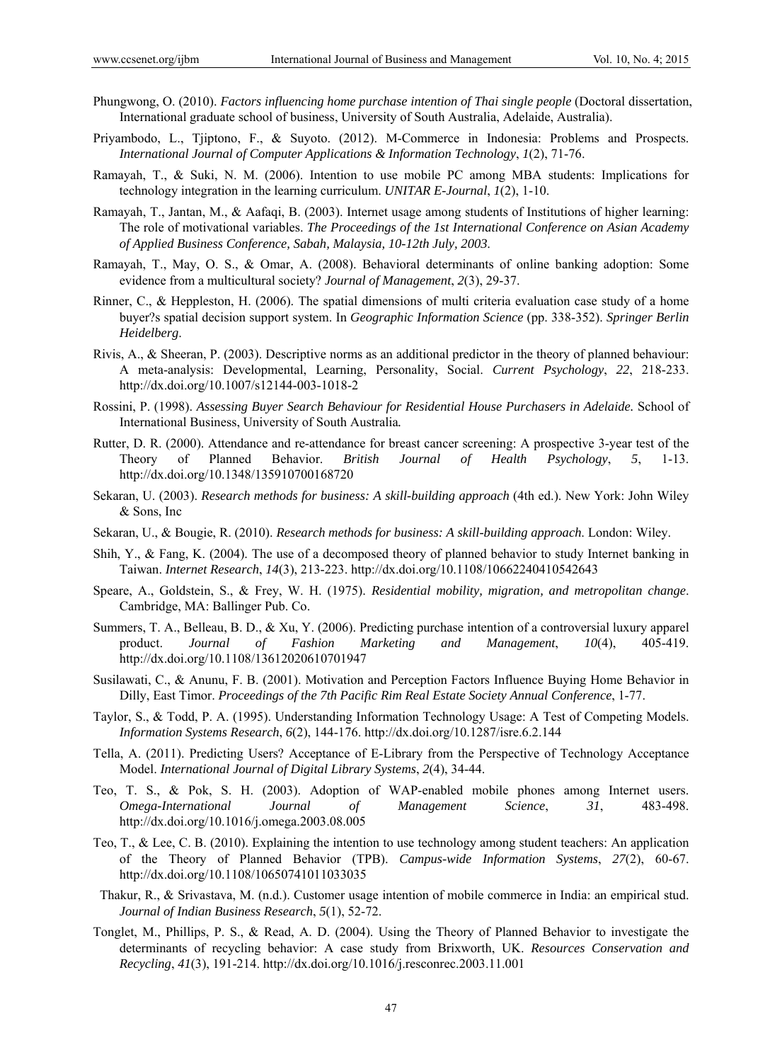Phungwong, O. (2010). *Factors influencing home purchase intention of Thai single people* (Doctoral dissertation, International graduate school of business, University of South Australia, Adelaide, Australia).

Priyambodo, L., Tjiptono, F., & Suyoto. (2012). M-Commerce in Indonesia: Problems and Prospects. *International Journal of Computer Applications & Information Technology*, *1*(2), 71-76.

Ramayah, T., & Suki, N. M. (2006). Intention to use mobile PC among MBA students: Implications for technology integration in the learning curriculum. *UNITAR E-Journal*, *1*(2), 1-10.

Ramayah, T., Jantan, M., & Aafaqi, B. (2003). Internet usage among students of Institutions of higher learning: The role of motivational variables. *The Proceedings of the 1st International Conference on Asian Academy of Applied Business Conference, Sabah, Malaysia, 10-12th July, 2003.*

Ramayah, T., May, O. S., & Omar, A. (2008). Behavioral determinants of online banking adoption: Some evidence from a multicultural society? *Journal of Management*, *2*(3), 29-37.

Rinner, C., & Heppleston, H. (2006). The spatial dimensions of multi criteria evaluation case study of a home buyer?s spatial decision support system. In *Geographic Information Science* (pp. 338-352). *Springer Berlin Heidelberg*.

Rivis, A., & Sheeran, P. (2003). Descriptive norms as an additional predictor in the theory of planned behaviour: A meta-analysis: Developmental, Learning, Personality, Social. *Current Psychology*, *22*, 218-233. http://dx.doi.org/10.1007/s12144-003-1018-2

Rossini, P. (1998). *Assessing Buyer Search Behaviour for Residential House Purchasers in Adelaide.* School of International Business, University of South Australia*.*

Rutter, D. R. (2000). Attendance and re-attendance for breast cancer screening: A prospective 3-year test of the Theory of Planned Behavior. *British Journal of Health Psychology*, *5*, 1-13. http://dx.doi.org/10.1348/135910700168720

Sekaran, U. (2003). *Research methods for business: A skill-building approach* (4th ed.). New York: John Wiley & Sons, Inc

Sekaran, U., & Bougie, R. (2010). *Research methods for business: A skill-building approach*. London: Wiley.

Shih, Y., & Fang, K. (2004). The use of a decomposed theory of planned behavior to study Internet banking in Taiwan. *Internet Research*, *14*(3), 213-223. http://dx.doi.org/10.1108/10662240410542643

Speare, A., Goldstein, S., & Frey, W. H. (1975). *Residential mobility, migration, and metropolitan change*. Cambridge, MA: Ballinger Pub. Co.

Summers, T. A., Belleau, B. D., & Xu, Y. (2006). Predicting purchase intention of a controversial luxury apparel product. *Journal of Fashion Marketing and Management*, *10*(4), 405-419. http://dx.doi.org/10.1108/13612020610701947

Susilawati, C., & Anunu, F. B. (2001). Motivation and Perception Factors Influence Buying Home Behavior in Dilly, East Timor. *Proceedings of the 7th Pacific Rim Real Estate Society Annual Conference*, 1-77.

Taylor, S., & Todd, P. A. (1995). Understanding Information Technology Usage: A Test of Competing Models. *Information Systems Research*, *6*(2), 144-176. http://dx.doi.org/10.1287/isre.6.2.144

Tella, A. (2011). Predicting Users? Acceptance of E-Library from the Perspective of Technology Acceptance Model. *International Journal of Digital Library Systems*, *2*(4), 34-44.

Teo, T. S., & Pok, S. H. (2003). Adoption of WAP-enabled mobile phones among Internet users. *Omega-International Journal of Management Science*, *31*, 483-498. http://dx.doi.org/10.1016/j.omega.2003.08.005

Teo, T., & Lee, C. B. (2010). Explaining the intention to use technology among student teachers: An application of the Theory of Planned Behavior (TPB). *Campus-wide Information Systems*, *27*(2), 60-67. http://dx.doi.org/10.1108/10650741011033035

Thakur, R., & Srivastava, M. (n.d.). Customer usage intention of mobile commerce in India: an empirical stud. *Journal of Indian Business Research*, *5*(1), 52-72.

Tonglet, M., Phillips, P. S., & Read, A. D. (2004). Using the Theory of Planned Behavior to investigate the determinants of recycling behavior: A case study from Brixworth, UK. *Resources Conservation and Recycling*, *41*(3), 191-214. http://dx.doi.org/10.1016/j.resconrec.2003.11.001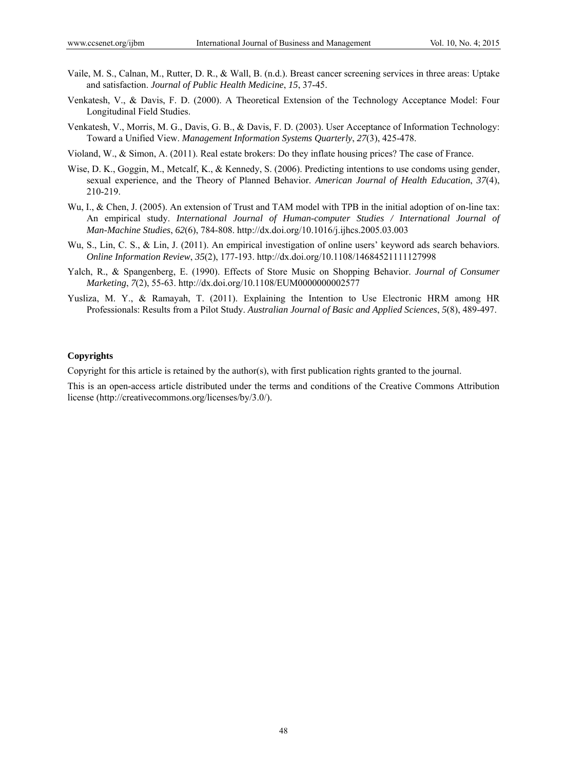Vaile, M. S., Calnan, M., Rutter, D. R., & Wall, B. (n.d.). Breast cancer screening services in three areas: Uptake and satisfaction. *Journal of Public Health Medicine*, *15*, 37-45.

Venkatesh, V., & Davis, F. D. (2000). A Theoretical Extension of the Technology Acceptance Model: Four Longitudinal Field Studies.

Venkatesh, V., Morris, M. G., Davis, G. B., & Davis, F. D. (2003). User Acceptance of Information Technology: Toward a Unified View. *Management Information Systems Quarterly*, *27*(3), 425-478.

Violand, W., & Simon, A. (2011). Real estate brokers: Do they inflate housing prices? The case of France.

Wise, D. K., Goggin, M., Metcalf, K., & Kennedy, S. (2006). Predicting intentions to use condoms using gender, sexual experience, and the Theory of Planned Behavior. *American Journal of Health Education*, *37*(4), 210-219.

Wu, I., & Chen, J. (2005). An extension of Trust and TAM model with TPB in the initial adoption of on-line tax: An empirical study. *International Journal of Human-computer Studies / International Journal of Man-Machine Studies*, *62*(6), 784-808. http://dx.doi.org/10.1016/j.ijhcs.2005.03.003

Wu, S., Lin, C. S., & Lin, J. (2011). An empirical investigation of online users' keyword ads search behaviors. *Online Information Review*, *35*(2), 177-193. http://dx.doi.org/10.1108/14684521111127998

Yalch, R., & Spangenberg, E. (1990). Effects of Store Music on Shopping Behavior. *Journal of Consumer Marketing*, *7*(2), 55-63. http://dx.doi.org/10.1108/EUM0000000002577

Yusliza, M. Y., & Ramayah, T. (2011). Explaining the Intention to Use Electronic HRM among HR Professionals: Results from a Pilot Study. *Australian Journal of Basic and Applied Sciences*, *5*(8), 489-497.

**Copyrights**

Copyright for this article is retained by the author(s), with first publication rights granted to the journal.

This is an open-access article distributed under the terms and conditions of the Creative Commons Attribution license (http://creativecommons.org/licenses/by/3.0/).